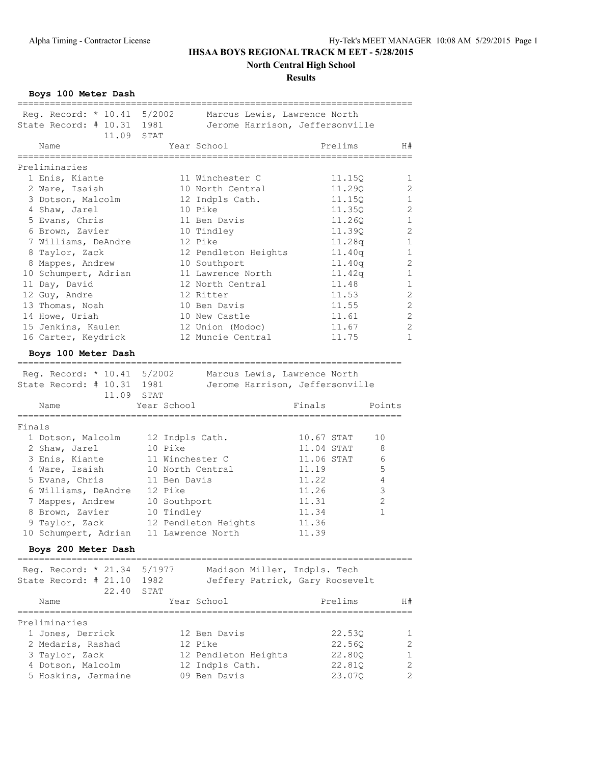# IHSAA BOYS REGIONAL TRACK MEET - 5/28/2015

## North Central High School

### Results

**Boys 100 Meter Dash**

Reg. Record: * 10.41 5/2002 Marcus Lewis, Lawrence North
State Record: # 10.31 1981 Jerome Harrison, Jeffersonville
11.09 STAT

| | Name | Year | School | Prelims | H# |
|---|---|---|---|---|---|
| **Preliminaries** | | | | | |
| 1 | Enis, Kiante | 11 | Winchester C | 11.15Q | 1 |
| 2 | Ware, Isaiah | 10 | North Central | 11.29Q | 2 |
| 3 | Dotson, Malcolm | 12 | Indpls Cath. | 11.15Q | 1 |
| 4 | Shaw, Jarel | 10 | Pike | 11.35Q | 2 |
| 5 | Evans, Chris | 11 | Ben Davis | 11.26Q | 1 |
| 6 | Brown, Zavier | 10 | Tindley | 11.39Q | 2 |
| 7 | Williams, DeAndre | 12 | Pike | 11.28q | 1 |
| 8 | Taylor, Zack | 12 | Pendleton Heights | 11.40q | 1 |
| 8 | Mappes, Andrew | 10 | Southport | 11.40q | 2 |
| 10 | Schumpert, Adrian | 11 | Lawrence North | 11.42q | 1 |
| 11 | Day, David | 12 | North Central | 11.48 | 1 |
| 12 | Guy, Andre | 12 | Ritter | 11.53 | 2 |
| 13 | Thomas, Noah | 10 | Ben Davis | 11.55 | 2 |
| 14 | Howe, Uriah | 10 | New Castle | 11.61 | 2 |
| 15 | Jenkins, Kaulen | 12 | Union (Modoc) | 11.67 | 2 |
| 16 | Carter, Keydrick | 12 | Muncie Central | 11.75 | 1 |

**Boys 100 Meter Dash**

Reg. Record: * 10.41 5/2002 Marcus Lewis, Lawrence North
State Record: # 10.31 1981 Jerome Harrison, Jeffersonville
11.09 STAT

| | Name | Year | School | Finals | Points |
|---|---|---|---|---|---|
| **Finals** | | | | | |
| 1 | Dotson, Malcolm | 12 | Indpls Cath. | 10.67 STAT | 10 |
| 2 | Shaw, Jarel | 10 | Pike | 11.04 STAT | 8 |
| 3 | Enis, Kiante | 11 | Winchester C | 11.06 STAT | 6 |
| 4 | Ware, Isaiah | 10 | North Central | 11.19 | 5 |
| 5 | Evans, Chris | 11 | Ben Davis | 11.22 | 4 |
| 6 | Williams, DeAndre | 12 | Pike | 11.26 | 3 |
| 7 | Mappes, Andrew | 10 | Southport | 11.31 | 2 |
| 8 | Brown, Zavier | 10 | Tindley | 11.34 | 1 |
| 9 | Taylor, Zack | 12 | Pendleton Heights | 11.36 | |
| 10 | Schumpert, Adrian | 11 | Lawrence North | 11.39 | |

**Boys 200 Meter Dash**

Reg. Record: * 21.34 5/1977 Madison Miller, Indpls. Tech
State Record: # 21.10 1982 Jeffery Patrick, Gary Roosevelt
22.40 STAT

| | Name | Year | School | Prelims | H# |
|---|---|---|---|---|---|
| **Preliminaries** | | | | | |
| 1 | Jones, Derrick | 12 | Ben Davis | 22.53Q | 1 |
| 2 | Medaris, Rashad | 12 | Pike | 22.56Q | 2 |
| 3 | Taylor, Zack | 12 | Pendleton Heights | 22.80Q | 1 |
| 4 | Dotson, Malcolm | 12 | Indpls Cath. | 22.81Q | 2 |
| 5 | Hoskins, Jermaine | 09 | Ben Davis | 23.07Q | 2 |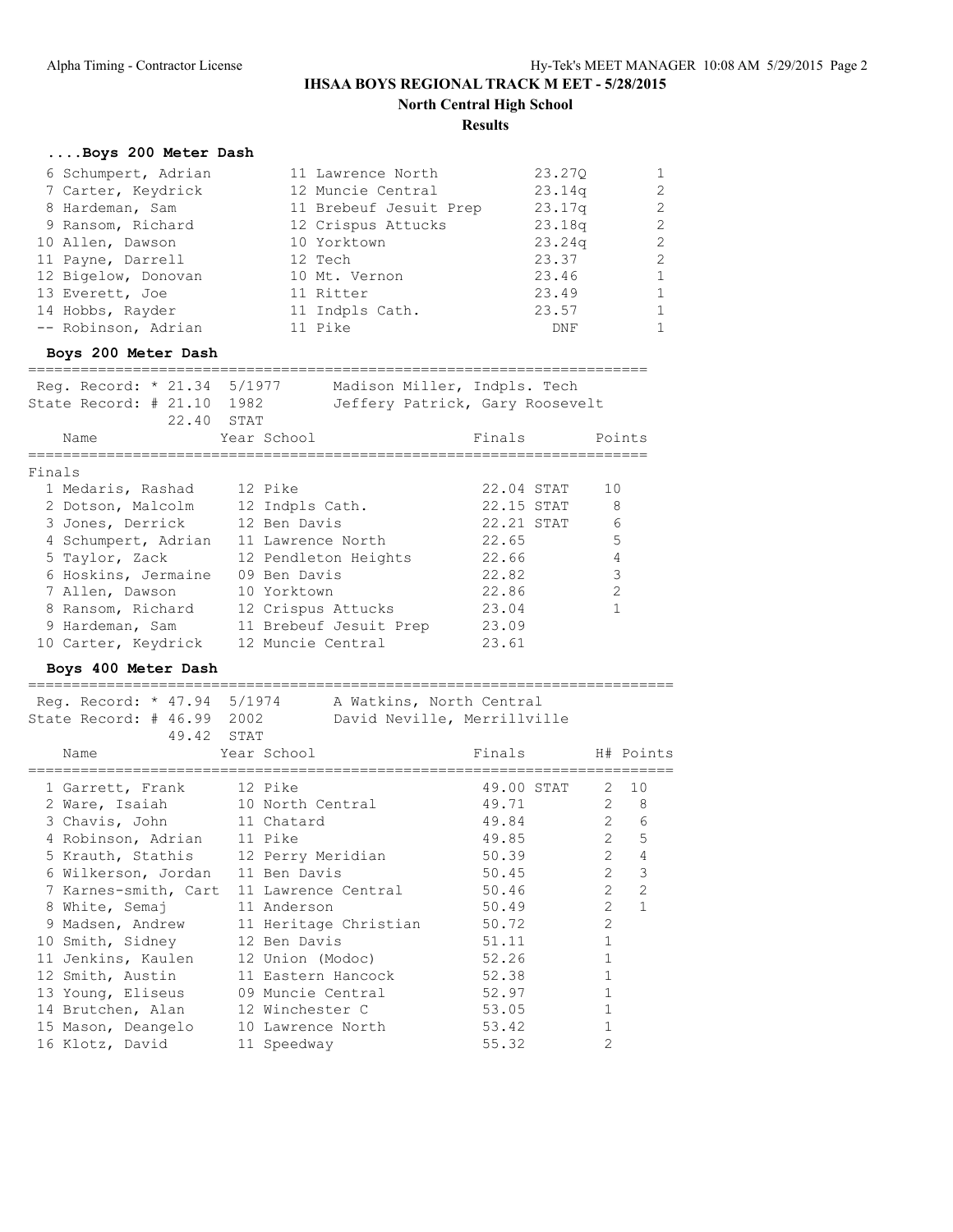## IHSAA BOYS REGIONAL TRACK M EET - 5/28/2015

**North Central High School**

**Results**

### ....Boys 200 Meter Dash

| Place | Name | Year | School | Finals | H# |
|---|---|---|---|---|---|
| 6 | Schumpert, Adrian | 11 | Lawrence North | 23.27Q | 1 |
| 7 | Carter, Keydrick | 12 | Muncie Central | 23.14q | 2 |
| 8 | Hardeman, Sam | 11 | Brebeuf Jesuit Prep | 23.17q | 2 |
| 9 | Ransom, Richard | 12 | Crispus Attucks | 23.18q | 2 |
| 10 | Allen, Dawson | 10 | Yorktown | 23.24q | 2 |
| 11 | Payne, Darrell | 12 | Tech | 23.37 | 2 |
| 12 | Bigelow, Donovan | 10 | Mt. Vernon | 23.46 | 1 |
| 13 | Everett, Joe | 11 | Ritter | 23.49 | 1 |
| 14 | Hobbs, Rayder | 11 | Indpls Cath. | 23.57 | 1 |
| -- | Robinson, Adrian | 11 | Pike | DNF | 1 |

### Boys 200 Meter Dash

Reg. Record: * 21.34 5/1977 Madison Miller, Indpls. Tech
State Record: # 21.10 1982 Jeffery Patrick, Gary Roosevelt
22.40 STAT

Finals

| Place | Name | Year | School | Finals | Points |
|---|---|---|---|---|---|
| 1 | Medaris, Rashad | 12 | Pike | 22.04 STAT | 10 |
| 2 | Dotson, Malcolm | 12 | Indpls Cath. | 22.15 STAT | 8 |
| 3 | Jones, Derrick | 12 | Ben Davis | 22.21 STAT | 6 |
| 4 | Schumpert, Adrian | 11 | Lawrence North | 22.65 | 5 |
| 5 | Taylor, Zack | 12 | Pendleton Heights | 22.66 | 4 |
| 6 | Hoskins, Jermaine | 09 | Ben Davis | 22.82 | 3 |
| 7 | Allen, Dawson | 10 | Yorktown | 22.86 | 2 |
| 8 | Ransom, Richard | 12 | Crispus Attucks | 23.04 | 1 |
| 9 | Hardeman, Sam | 11 | Brebeuf Jesuit Prep | 23.09 | |
| 10 | Carter, Keydrick | 12 | Muncie Central | 23.61 | |

### Boys 400 Meter Dash

Reg. Record: * 47.94 5/1974 A Watkins, North Central
State Record: # 46.99 2002 David Neville, Merrillville
49.42 STAT

| Place | Name | Year | School | Finals | H# | Points |
|---|---|---|---|---|---|---|
| 1 | Garrett, Frank | 12 | Pike | 49.00 STAT | 2 | 10 |
| 2 | Ware, Isaiah | 10 | North Central | 49.71 | 2 | 8 |
| 3 | Chavis, John | 11 | Chatard | 49.84 | 2 | 6 |
| 4 | Robinson, Adrian | 11 | Pike | 49.85 | 2 | 5 |
| 5 | Krauth, Stathis | 12 | Perry Meridian | 50.39 | 2 | 4 |
| 6 | Wilkerson, Jordan | 11 | Ben Davis | 50.45 | 2 | 3 |
| 7 | Karnes-smith, Cart | 11 | Lawrence Central | 50.46 | 2 | 2 |
| 8 | White, Semaj | 11 | Anderson | 50.49 | 2 | 1 |
| 9 | Madsen, Andrew | 11 | Heritage Christian | 50.72 | 2 | |
| 10 | Smith, Sidney | 12 | Ben Davis | 51.11 | 1 | |
| 11 | Jenkins, Kaulen | 12 | Union (Modoc) | 52.26 | 1 | |
| 12 | Smith, Austin | 11 | Eastern Hancock | 52.38 | 1 | |
| 13 | Young, Eliseus | 09 | Muncie Central | 52.97 | 1 | |
| 14 | Brutchen, Alan | 12 | Winchester C | 53.05 | 1 | |
| 15 | Mason, Deangelo | 10 | Lawrence North | 53.42 | 1 | |
| 16 | Klotz, David | 11 | Speedway | 55.32 | 2 | |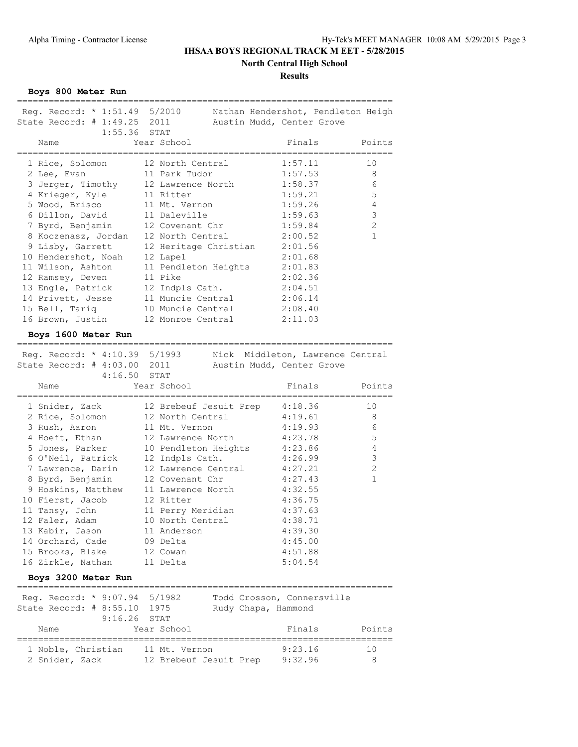# IHSAA BOYS REGIONAL TRACK M EET - 5/28/2015

## North Central High School

### Results

**Boys 800 Meter Run**

Reg. Record: * 1:51.49 5/2010 Nathan Hendershot, Pendleton Heigh
State Record: # 1:49.25 2011 Austin Mudd, Center Grove
1:55.36 STAT

| Name | Year | School | Finals | Points |
|---|---|---|---|---|
| 1 Rice, Solomon | 12 | North Central | 1:57.11 | 10 |
| 2 Lee, Evan | 11 | Park Tudor | 1:57.53 | 8 |
| 3 Jerger, Timothy | 12 | Lawrence North | 1:58.37 | 6 |
| 4 Krieger, Kyle | 11 | Ritter | 1:59.21 | 5 |
| 5 Wood, Brisco | 11 | Mt. Vernon | 1:59.26 | 4 |
| 6 Dillon, David | 11 | Daleville | 1:59.63 | 3 |
| 7 Byrd, Benjamin | 12 | Covenant Chr | 1:59.84 | 2 |
| 8 Koczenasz, Jordan | 12 | North Central | 2:00.52 | 1 |
| 9 Lisby, Garrett | 12 | Heritage Christian | 2:01.56 | |
| 10 Hendershot, Noah | 12 | Lapel | 2:01.68 | |
| 11 Wilson, Ashton | 11 | Pendleton Heights | 2:01.83 | |
| 12 Ramsey, Deven | 11 | Pike | 2:02.36 | |
| 13 Engle, Patrick | 12 | Indpls Cath. | 2:04.51 | |
| 14 Privett, Jesse | 11 | Muncie Central | 2:06.14 | |
| 15 Bell, Tariq | 10 | Muncie Central | 2:08.40 | |
| 16 Brown, Justin | 12 | Monroe Central | 2:11.03 | |

**Boys 1600 Meter Run**

Reg. Record: * 4:10.39 5/1993 Nick Middleton, Lawrence Central
State Record: # 4:03.00 2011 Austin Mudd, Center Grove
4:16.50 STAT

| Name | Year | School | Finals | Points |
|---|---|---|---|---|
| 1 Snider, Zack | 12 | Brebeuf Jesuit Prep | 4:18.36 | 10 |
| 2 Rice, Solomon | 12 | North Central | 4:19.61 | 8 |
| 3 Rush, Aaron | 11 | Mt. Vernon | 4:19.93 | 6 |
| 4 Hoeft, Ethan | 12 | Lawrence North | 4:23.78 | 5 |
| 5 Jones, Parker | 10 | Pendleton Heights | 4:23.86 | 4 |
| 6 O'Neil, Patrick | 12 | Indpls Cath. | 4:26.99 | 3 |
| 7 Lawrence, Darin | 12 | Lawrence Central | 4:27.21 | 2 |
| 8 Byrd, Benjamin | 12 | Covenant Chr | 4:27.43 | 1 |
| 9 Hoskins, Matthew | 11 | Lawrence North | 4:32.55 | |
| 10 Fierst, Jacob | 12 | Ritter | 4:36.75 | |
| 11 Tansy, John | 11 | Perry Meridian | 4:37.63 | |
| 12 Faler, Adam | 10 | North Central | 4:38.71 | |
| 13 Kabir, Jason | 11 | Anderson | 4:39.30 | |
| 14 Orchard, Cade | 09 | Delta | 4:45.00 | |
| 15 Brooks, Blake | 12 | Cowan | 4:51.88 | |
| 16 Zirkle, Nathan | 11 | Delta | 5:04.54 | |

**Boys 3200 Meter Run**

Reg. Record: * 9:07.94 5/1982 Todd Crosson, Connersville
State Record: # 8:55.10 1975 Rudy Chapa, Hammond
9:16.26 STAT

| Name | Year | School | Finals | Points |
|---|---|---|---|---|
| 1 Noble, Christian | 11 | Mt. Vernon | 9:23.16 | 10 |
| 2 Snider, Zack | 12 | Brebeuf Jesuit Prep | 9:32.96 | 8 |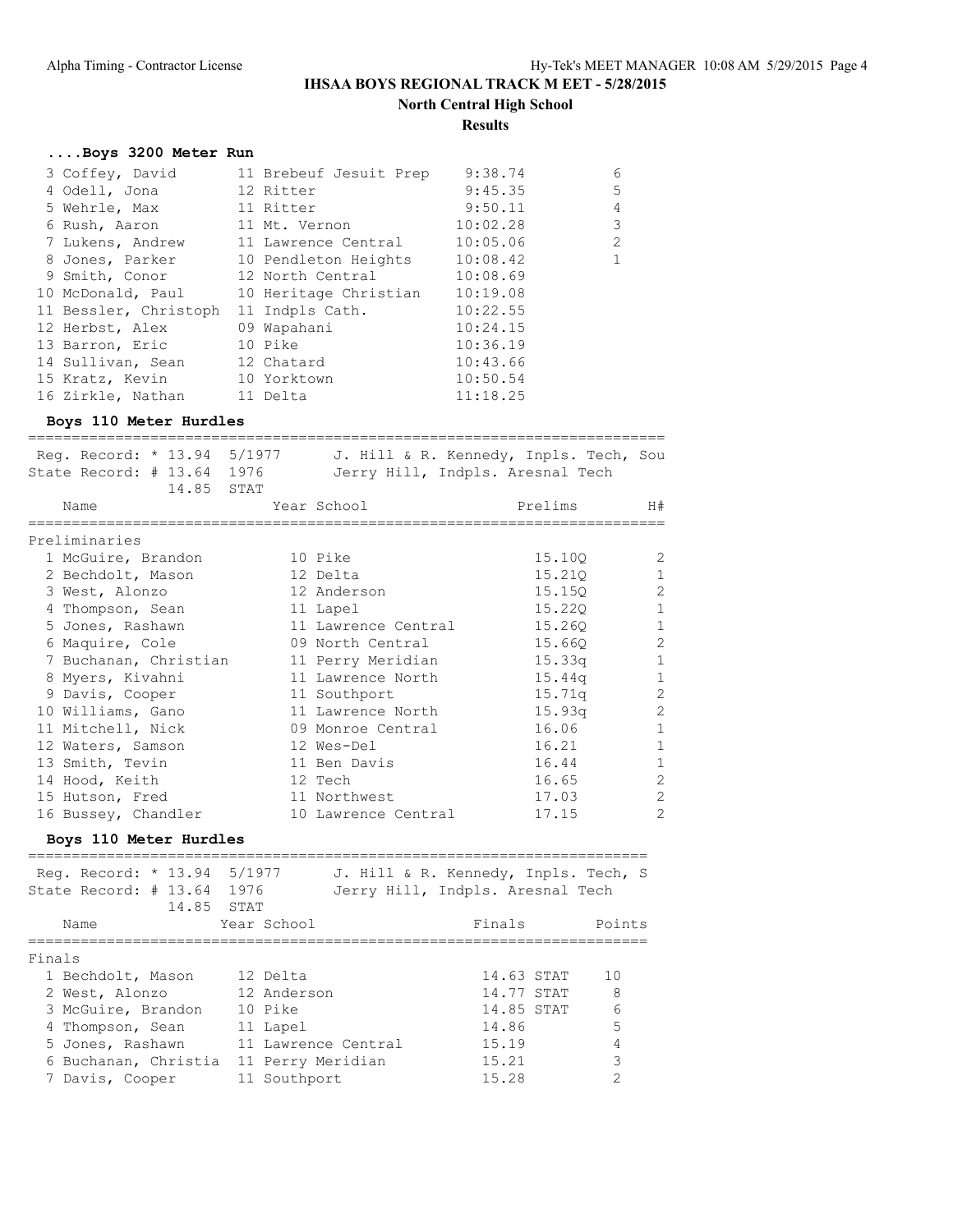# IHSAA BOYS REGIONAL TRACK M EET - 5/28/2015

## North Central High School

### Results

#### ....Boys 3200 Meter Run

| Place | Name | Year | School | Finals | Points |
|---|---|---|---|---|---|
| 3 | Coffey, David | 11 | Brebeuf Jesuit Prep | 9:38.74 | 6 |
| 4 | Odell, Jona | 12 | Ritter | 9:45.35 | 5 |
| 5 | Wehrle, Max | 11 | Ritter | 9:50.11 | 4 |
| 6 | Rush, Aaron | 11 | Mt. Vernon | 10:02.28 | 3 |
| 7 | Lukens, Andrew | 11 | Lawrence Central | 10:05.06 | 2 |
| 8 | Jones, Parker | 10 | Pendleton Heights | 10:08.42 | 1 |
| 9 | Smith, Conor | 12 | North Central | 10:08.69 | |
| 10 | McDonald, Paul | 10 | Heritage Christian | 10:19.08 | |
| 11 | Bessler, Christoph | 11 | Indpls Cath. | 10:22.55 | |
| 12 | Herbst, Alex | 09 | Wapahani | 10:24.15 | |
| 13 | Barron, Eric | 10 | Pike | 10:36.19 | |
| 14 | Sullivan, Sean | 12 | Chatard | 10:43.66 | |
| 15 | Kratz, Kevin | 10 | Yorktown | 10:50.54 | |
| 16 | Zirkle, Nathan | 11 | Delta | 11:18.25 | |

#### Boys 110 Meter Hurdles

Reg. Record: * 13.94 5/1977 J. Hill & R. Kennedy, Inpls. Tech, Sou
State Record: # 13.64 1976 Jerry Hill, Indpls. Aresnal Tech
14.85 STAT

Preliminaries

| Place | Name | Year | School | Prelims | H# |
|---|---|---|---|---|---|
| 1 | McGuire, Brandon | 10 | Pike | 15.10Q | 2 |
| 2 | Bechdolt, Mason | 12 | Delta | 15.21Q | 1 |
| 3 | West, Alonzo | 12 | Anderson | 15.15Q | 2 |
| 4 | Thompson, Sean | 11 | Lapel | 15.22Q | 1 |
| 5 | Jones, Rashawn | 11 | Lawrence Central | 15.26Q | 1 |
| 6 | Maquire, Cole | 09 | North Central | 15.66Q | 2 |
| 7 | Buchanan, Christian | 11 | Perry Meridian | 15.33q | 1 |
| 8 | Myers, Kivahni | 11 | Lawrence North | 15.44q | 1 |
| 9 | Davis, Cooper | 11 | Southport | 15.71q | 2 |
| 10 | Williams, Gano | 11 | Lawrence North | 15.93q | 2 |
| 11 | Mitchell, Nick | 09 | Monroe Central | 16.06 | 1 |
| 12 | Waters, Samson | 12 | Wes-Del | 16.21 | 1 |
| 13 | Smith, Tevin | 11 | Ben Davis | 16.44 | 1 |
| 14 | Hood, Keith | 12 | Tech | 16.65 | 2 |
| 15 | Hutson, Fred | 11 | Northwest | 17.03 | 2 |
| 16 | Bussey, Chandler | 10 | Lawrence Central | 17.15 | 2 |

#### Boys 110 Meter Hurdles

Reg. Record: * 13.94 5/1977 J. Hill & R. Kennedy, Inpls. Tech, S
State Record: # 13.64 1976 Jerry Hill, Indpls. Aresnal Tech
14.85 STAT

Finals

| Place | Name | Year | School | Finals | Points |
|---|---|---|---|---|---|
| 1 | Bechdolt, Mason | 12 | Delta | 14.63 STAT | 10 |
| 2 | West, Alonzo | 12 | Anderson | 14.77 STAT | 8 |
| 3 | McGuire, Brandon | 10 | Pike | 14.85 STAT | 6 |
| 4 | Thompson, Sean | 11 | Lapel | 14.86 | 5 |
| 5 | Jones, Rashawn | 11 | Lawrence Central | 15.19 | 4 |
| 6 | Buchanan, Christia | 11 | Perry Meridian | 15.21 | 3 |
| 7 | Davis, Cooper | 11 | Southport | 15.28 | 2 |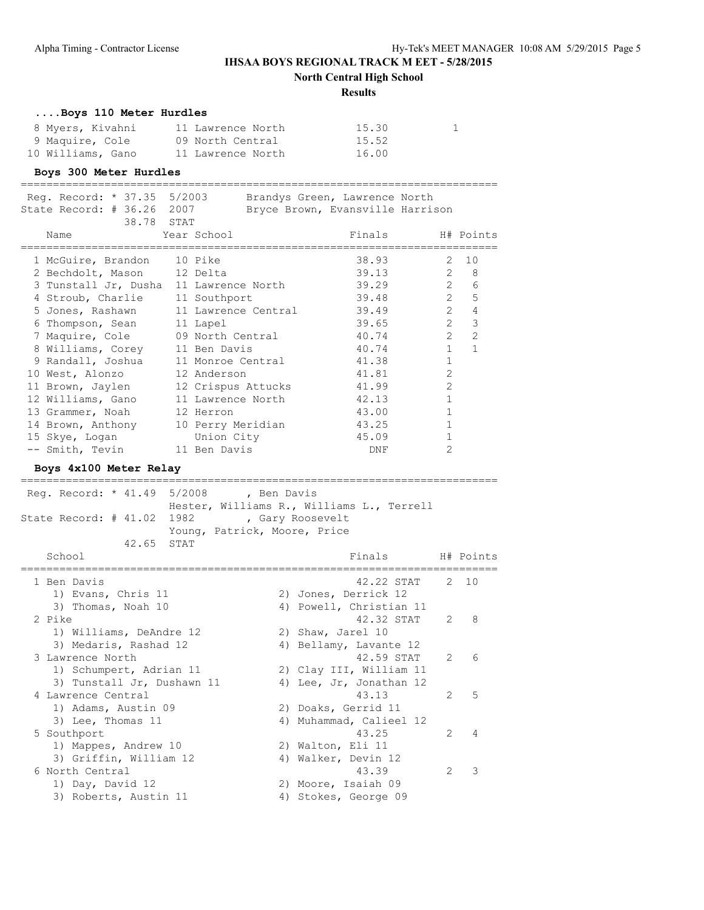# IHSAA BOYS REGIONAL TRACK M EET - 5/28/2015

## North Central High School

### Results

#### ....Boys 110 Meter Hurdles

| | Name | Year | School | Finals | H# | Points |
|---|---|---|---|---|---|---|
| 8 | Myers, Kivahni | 11 | Lawrence North | 15.30 | | 1 |
| 9 | Maquire, Cole | 09 | North Central | 15.52 | | |
| 10 | Williams, Gano | 11 | Lawrence North | 16.00 | | |

#### Boys 300 Meter Hurdles

Reg. Record: * 37.35 5/2003 Brandys Green, Lawrence North
State Record: # 36.26 2007 Bryce Brown, Evansville Harrison
38.78 STAT

| | Name | Year | School | Finals | H# | Points |
|---|---|---|---|---|---|---|
| 1 | McGuire, Brandon | 10 | Pike | 38.93 | 2 | 10 |
| 2 | Bechdolt, Mason | 12 | Delta | 39.13 | 2 | 8 |
| 3 | Tunstall Jr, Dusha | 11 | Lawrence North | 39.29 | 2 | 6 |
| 4 | Stroub, Charlie | 11 | Southport | 39.48 | 2 | 5 |
| 5 | Jones, Rashawn | 11 | Lawrence Central | 39.49 | 2 | 4 |
| 6 | Thompson, Sean | 11 | Lapel | 39.65 | 2 | 3 |
| 7 | Maquire, Cole | 09 | North Central | 40.74 | 2 | 2 |
| 8 | Williams, Corey | 11 | Ben Davis | 40.74 | 1 | 1 |
| 9 | Randall, Joshua | 11 | Monroe Central | 41.38 | 1 | |
| 10 | West, Alonzo | 12 | Anderson | 41.81 | 2 | |
| 11 | Brown, Jaylen | 12 | Crispus Attucks | 41.99 | 2 | |
| 12 | Williams, Gano | 11 | Lawrence North | 42.13 | 1 | |
| 13 | Grammer, Noah | 12 | Herron | 43.00 | 1 | |
| 14 | Brown, Anthony | 10 | Perry Meridian | 43.25 | 1 | |
| 15 | Skye, Logan | | Union City | 45.09 | 1 | |
| -- | Smith, Tevin | 11 | Ben Davis | DNF | 2 | |

#### Boys 4x100 Meter Relay

Reg. Record: * 41.49 5/2008 , Ben Davis
Hester, Williams R., Williams L., Terrell
State Record: # 41.02 1982 , Gary Roosevelt
Young, Patrick, Moore, Price
42.65 STAT

| | School | Finals | H# | Points |
|---|---|---|---|---|
| 1 | Ben Davis | 42.22 STAT | 2 | 10 |
| | 1) Evans, Chris 11; 2) Jones, Derrick 12; 3) Thomas, Noah 10; 4) Powell, Christian 11 | | | |
| 2 | Pike | 42.32 STAT | 2 | 8 |
| | 1) Williams, DeAndre 12; 2) Shaw, Jarel 10; 3) Medaris, Rashad 12; 4) Bellamy, Lavante 12 | | | |
| 3 | Lawrence North | 42.59 STAT | 2 | 6 |
| | 1) Schumpert, Adrian 11; 2) Clay III, William 11; 3) Tunstall Jr, Dushawn 11; 4) Lee, Jr, Jonathan 12 | | | |
| 4 | Lawrence Central | 43.13 | 2 | 5 |
| | 1) Adams, Austin 09; 2) Doaks, Gerrid 11; 3) Lee, Thomas 11; 4) Muhammad, Calieel 12 | | | |
| 5 | Southport | 43.25 | 2 | 4 |
| | 1) Mappes, Andrew 10; 2) Walton, Eli 11; 3) Griffin, William 12; 4) Walker, Devin 12 | | | |
| 6 | North Central | 43.39 | 2 | 3 |
| | 1) Day, David 12; 2) Moore, Isaiah 09; 3) Roberts, Austin 11; 4) Stokes, George 09 | | | |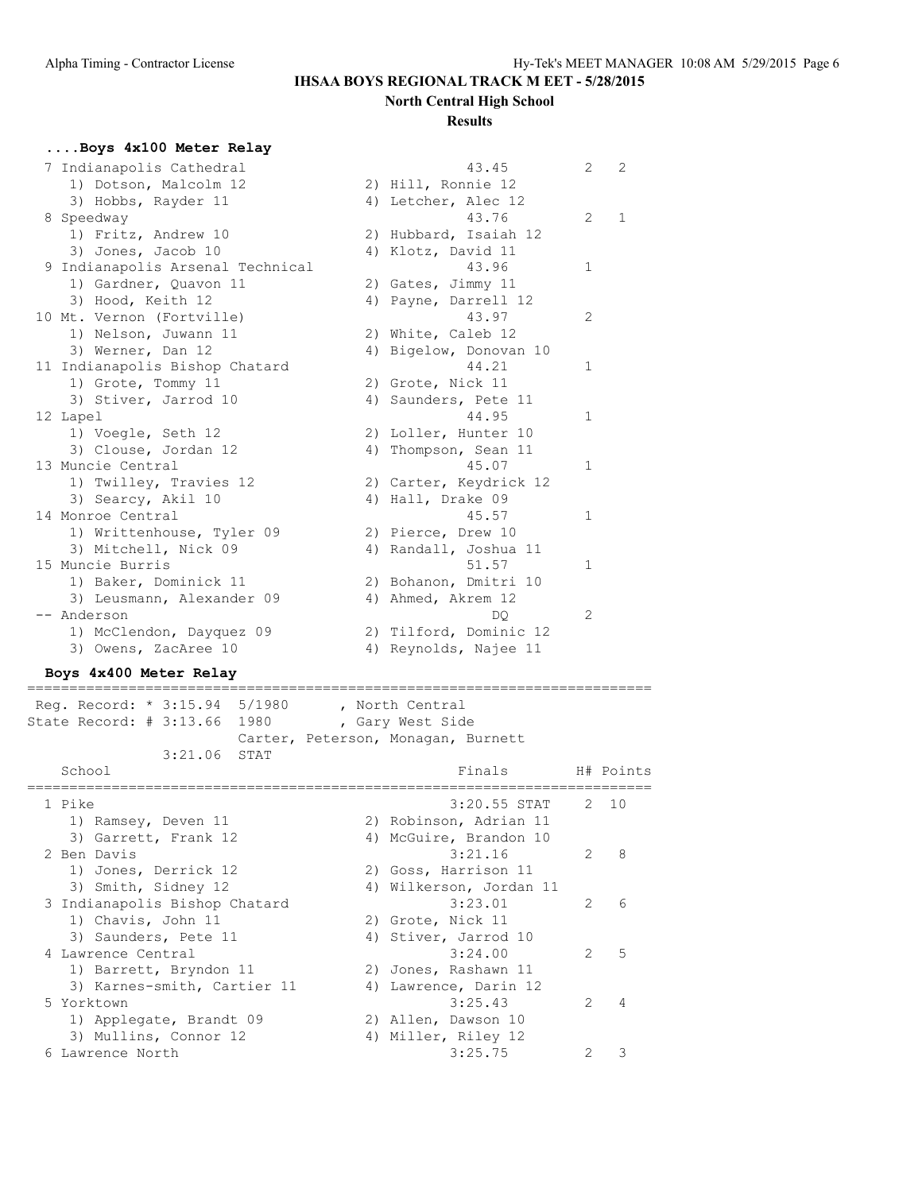# IHSAA BOYS REGIONAL TRACK M EET - 5/28/2015

## North Central High School

### Results

**....Boys 4x100 Meter Relay**

```
  7 Indianapolis Cathedral                            43.45        2   2
     1) Dotson, Malcolm 12             2) Hill, Ronnie 12
     3) Hobbs, Rayder 11               4) Letcher, Alec 12
  8 Speedway                                          43.76        2   1
     1) Fritz, Andrew 10               2) Hubbard, Isaiah 12
     3) Jones, Jacob 10                4) Klotz, David 11
  9 Indianapolis Arsenal Technical                    43.96        1
     1) Gardner, Quavon 11             2) Gates, Jimmy 11
     3) Hood, Keith 12                 4) Payne, Darrell 12
 10 Mt. Vernon (Fortville)                            43.97        2
     1) Nelson, Juwann 11              2) White, Caleb 12
     3) Werner, Dan 12                 4) Bigelow, Donovan 10
 11 Indianapolis Bishop Chatard                       44.21        1
     1) Grote, Tommy 11                2) Grote, Nick 11
     3) Stiver, Jarrod 10              4) Saunders, Pete 11
 12 Lapel                                             44.95        1
     1) Voegle, Seth 12                2) Loller, Hunter 10
     3) Clouse, Jordan 12              4) Thompson, Sean 11
 13 Muncie Central                                    45.07        1
     1) Twilley, Travies 12            2) Carter, Keydrick 12
     3) Searcy, Akil 10                4) Hall, Drake 09
 14 Monroe Central                                    45.57        1
     1) Writtenhouse, Tyler 09         2) Pierce, Drew 10
     3) Mitchell, Nick 09              4) Randall, Joshua 11
 15 Muncie Burris                                     51.57        1
     1) Baker, Dominick 11             2) Bohanon, Dmitri 10
     3) Leusmann, Alexander 09         4) Ahmed, Akrem 12
 -- Anderson                                             DQ        2
     1) McClendon, Dayquez 09          2) Tilford, Dominic 12
     3) Owens, ZacAree 10              4) Reynolds, Najee 11
```

**Boys 4x400 Meter Relay**

```
=========================================================================
 Reg. Record: * 3:15.94  5/1980      , North Central
State Record: # 3:13.66  1980        , Gary West Side
                         Carter, Peterson, Monagan, Burnett
             3:21.06  STAT
    School                                          Finals        H# Points
=========================================================================
  1 Pike                                          3:20.55 STAT    2  10
     1) Ramsey, Deven 11               2) Robinson, Adrian 11
     3) Garrett, Frank 12              4) McGuire, Brandon 10
  2 Ben Davis                                     3:21.16         2   8
     1) Jones, Derrick 12              2) Goss, Harrison 11
     3) Smith, Sidney 12               4) Wilkerson, Jordan 11
  3 Indianapolis Bishop Chatard                   3:23.01         2   6
     1) Chavis, John 11                2) Grote, Nick 11
     3) Saunders, Pete 11              4) Stiver, Jarrod 10
  4 Lawrence Central                              3:24.00         2   5
     1) Barrett, Bryndon 11            2) Jones, Rashawn 11
     3) Karnes-smith, Cartier 11       4) Lawrence, Darin 12
  5 Yorktown                                      3:25.43         2   4
     1) Applegate, Brandt 09           2) Allen, Dawson 10
     3) Mullins, Connor 12             4) Miller, Riley 12
  6 Lawrence North                                3:25.75         2   3
```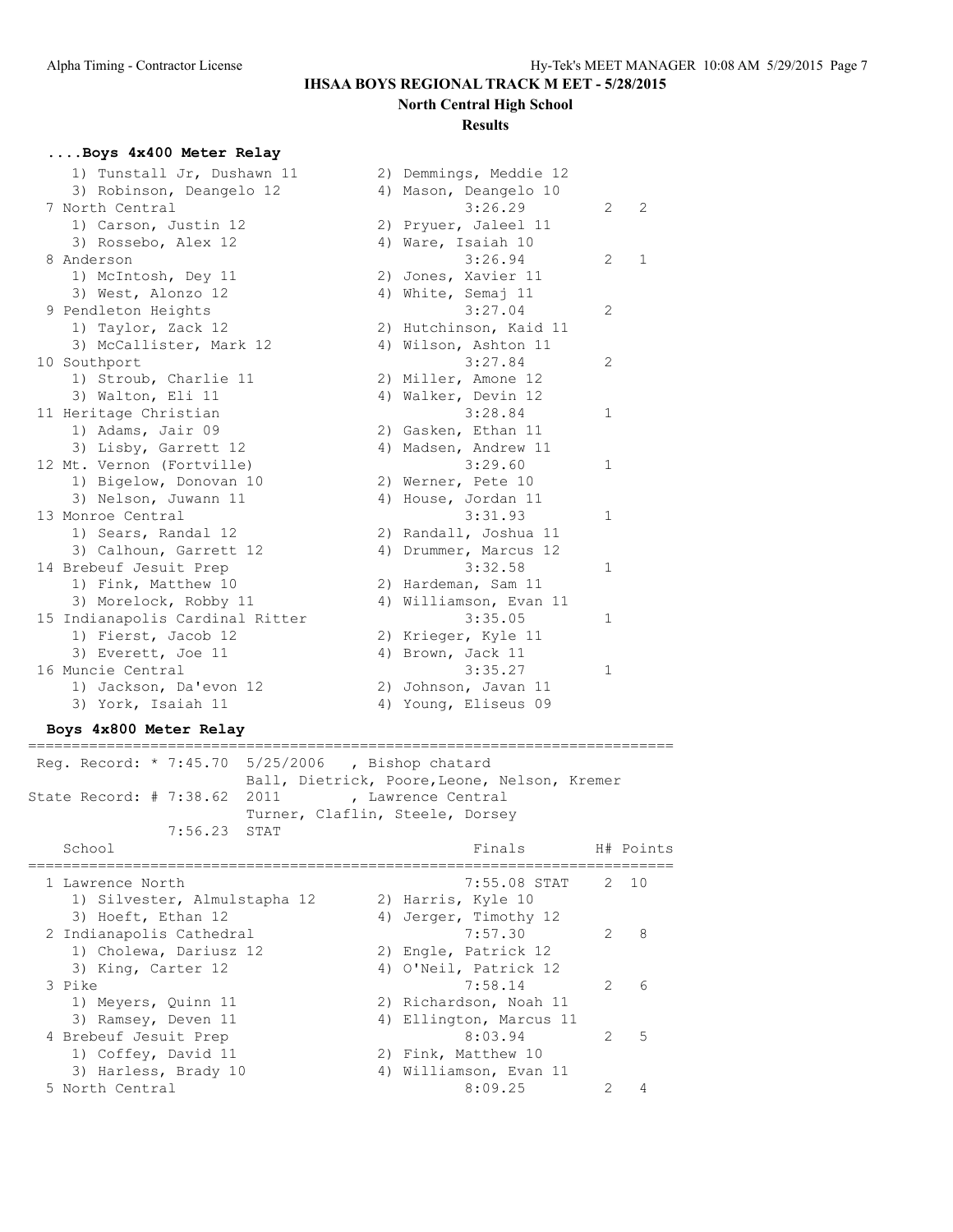## IHSAA BOYS REGIONAL TRACK MEET - 5/28/2015

**North Central High School**

**Results**

### ....Boys 4x400 Meter Relay

```
    1) Tunstall Jr, Dushawn 11        2) Demmings, Meddie 12
    3) Robinson, Deangelo 12          4) Mason, Deangelo 10
  7 North Central                              3:26.29          2    2
    1) Carson, Justin 12              2) Pryuer, Jaleel 11
    3) Rossebo, Alex 12               4) Ware, Isaiah 10
  8 Anderson                                   3:26.94          2    1
    1) McIntosh, Dey 11               2) Jones, Xavier 11
    3) West, Alonzo 12                4) White, Semaj 11
  9 Pendleton Heights                          3:27.04          2
    1) Taylor, Zack 12                2) Hutchinson, Kaid 11
    3) McCallister, Mark 12           4) Wilson, Ashton 11
 10 Southport                                  3:27.84          2
    1) Stroub, Charlie 11             2) Miller, Amone 12
    3) Walton, Eli 11                 4) Walker, Devin 12
 11 Heritage Christian                         3:28.84          1
    1) Adams, Jair 09                 2) Gasken, Ethan 11
    3) Lisby, Garrett 12              4) Madsen, Andrew 11
 12 Mt. Vernon (Fortville)                     3:29.60          1
    1) Bigelow, Donovan 10            2) Werner, Pete 10
    3) Nelson, Juwann 11              4) House, Jordan 11
 13 Monroe Central                             3:31.93          1
    1) Sears, Randal 12               2) Randall, Joshua 11
    3) Calhoun, Garrett 12            4) Drummer, Marcus 12
 14 Brebeuf Jesuit Prep                        3:32.58          1
    1) Fink, Matthew 10               2) Hardeman, Sam 11
    3) Morelock, Robby 11             4) Williamson, Evan 11
 15 Indianapolis Cardinal Ritter               3:35.05          1
    1) Fierst, Jacob 12               2) Krieger, Kyle 11
    3) Everett, Joe 11                4) Brown, Jack 11
 16 Muncie Central                             3:35.27          1
    1) Jackson, Da'evon 12            2) Johnson, Javan 11
    3) York, Isaiah 11                4) Young, Eliseus 09
```

### Boys 4x800 Meter Relay

```
==========================================================================
 Reg. Record: * 7:45.70  5/25/2006   , Bishop chatard
                         Ball, Dietrick, Poore,Leone, Nelson, Kremer
State Record: # 7:38.62  2011        , Lawrence Central
                         Turner, Claflin, Steele, Dorsey
              7:56.23  STAT
    School                                       Finals        H# Points
==========================================================================
  1 Lawrence North                             7:55.08 STAT    2   10
    1) Silvester, Almulstapha 12      2) Harris, Kyle 10
    3) Hoeft, Ethan 12                4) Jerger, Timothy 12
  2 Indianapolis Cathedral                     7:57.30         2    8
    1) Cholewa, Dariusz 12            2) Engle, Patrick 12
    3) King, Carter 12                4) O'Neil, Patrick 12
  3 Pike                                       7:58.14         2    6
    1) Meyers, Quinn 11               2) Richardson, Noah 11
    3) Ramsey, Deven 11               4) Ellington, Marcus 11
  4 Brebeuf Jesuit Prep                        8:03.94         2    5
    1) Coffey, David 11               2) Fink, Matthew 10
    3) Harless, Brady 10              4) Williamson, Evan 11
  5 North Central                              8:09.25         2    4
```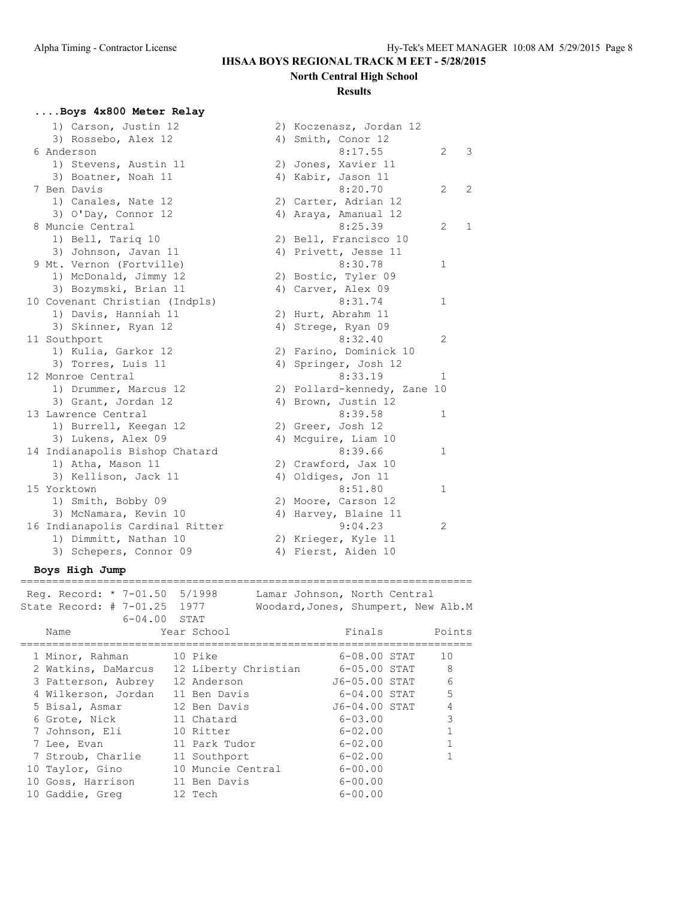## IHSAA BOYS REGIONAL TRACK M EET - 5/28/2015

### North Central High School

### Results

#### ....Boys 4x800 Meter Relay

```
    1) Carson, Justin 12               2) Koczenasz, Jordan 12
    3) Rossebo, Alex 12                4) Smith, Conor 12
  6 Anderson                                   8:17.55          2    3
    1) Stevens, Austin 11              2) Jones, Xavier 11
    3) Boatner, Noah 11                4) Kabir, Jason 11
  7 Ben Davis                                  8:20.70          2    2
    1) Canales, Nate 12                2) Carter, Adrian 12
    3) O'Day, Connor 12                4) Araya, Amanual 12
  8 Muncie Central                             8:25.39          2    1
    1) Bell, Tariq 10                  2) Bell, Francisco 10
    3) Johnson, Javan 11               4) Privett, Jesse 11
  9 Mt. Vernon (Fortville)                     8:30.78          1
    1) McDonald, Jimmy 12              2) Bostic, Tyler 09
    3) Bozymski, Brian 11              4) Carver, Alex 09
 10 Covenant Christian (Indpls)                8:31.74          1
    1) Davis, Hanniah 11               2) Hurt, Abrahm 11
    3) Skinner, Ryan 12                4) Strege, Ryan 09
 11 Southport                                  8:32.40          2
    1) Kulia, Garkor 12                2) Farino, Dominick 10
    3) Torres, Luis 11                 4) Springer, Josh 12
 12 Monroe Central                             8:33.19          1
    1) Drummer, Marcus 12              2) Pollard-kennedy, Zane 10
    3) Grant, Jordan 12                4) Brown, Justin 12
 13 Lawrence Central                           8:39.58          1
    1) Burrell, Keegan 12              2) Greer, Josh 12
    3) Lukens, Alex 09                 4) Mcguire, Liam 10
 14 Indianapolis Bishop Chatard                8:39.66          1
    1) Atha, Mason 11                  2) Crawford, Jax 10
    3) Kellison, Jack 11               4) Oldiges, Jon 11
 15 Yorktown                                   8:51.80          1
    1) Smith, Bobby 09                 2) Moore, Carson 12
    3) McNamara, Kevin 10              4) Harvey, Blaine 11
 16 Indianapolis Cardinal Ritter               9:04.23          2
    1) Dimmitt, Nathan 10              2) Krieger, Kyle 11
    3) Schepers, Connor 09             4) Fierst, Aiden 10
```

#### Boys High Jump

```
=======================================================================
 Reg. Record: * 7-01.50  5/1998      Lamar Johnson, North Central
State Record: # 7-01.25  1977        Woodard,Jones, Shumpert, New Alb.M
               6-04.00  STAT
    Name                 Year School                 Finals        Points
=======================================================================
  1 Minor, Rahman        10 Pike                   6-08.00 STAT    10
  2 Watkins, DaMarcus    12 Liberty Christian      6-05.00 STAT     8
  3 Patterson, Aubrey    12 Anderson              J6-05.00 STAT     6
  4 Wilkerson, Jordan    11 Ben Davis              6-04.00 STAT     5
  5 Bisal, Asmar         12 Ben Davis             J6-04.00 STAT     4
  6 Grote, Nick          11 Chatard                6-03.00          3
  7 Johnson, Eli         10 Ritter                 6-02.00          1
  7 Lee, Evan            11 Park Tudor             6-02.00          1
  7 Stroub, Charlie      11 Southport              6-02.00          1
 10 Taylor, Gino         10 Muncie Central         6-00.00
 10 Goss, Harrison       11 Ben Davis              6-00.00
 10 Gaddie, Greg         12 Tech                   6-00.00
```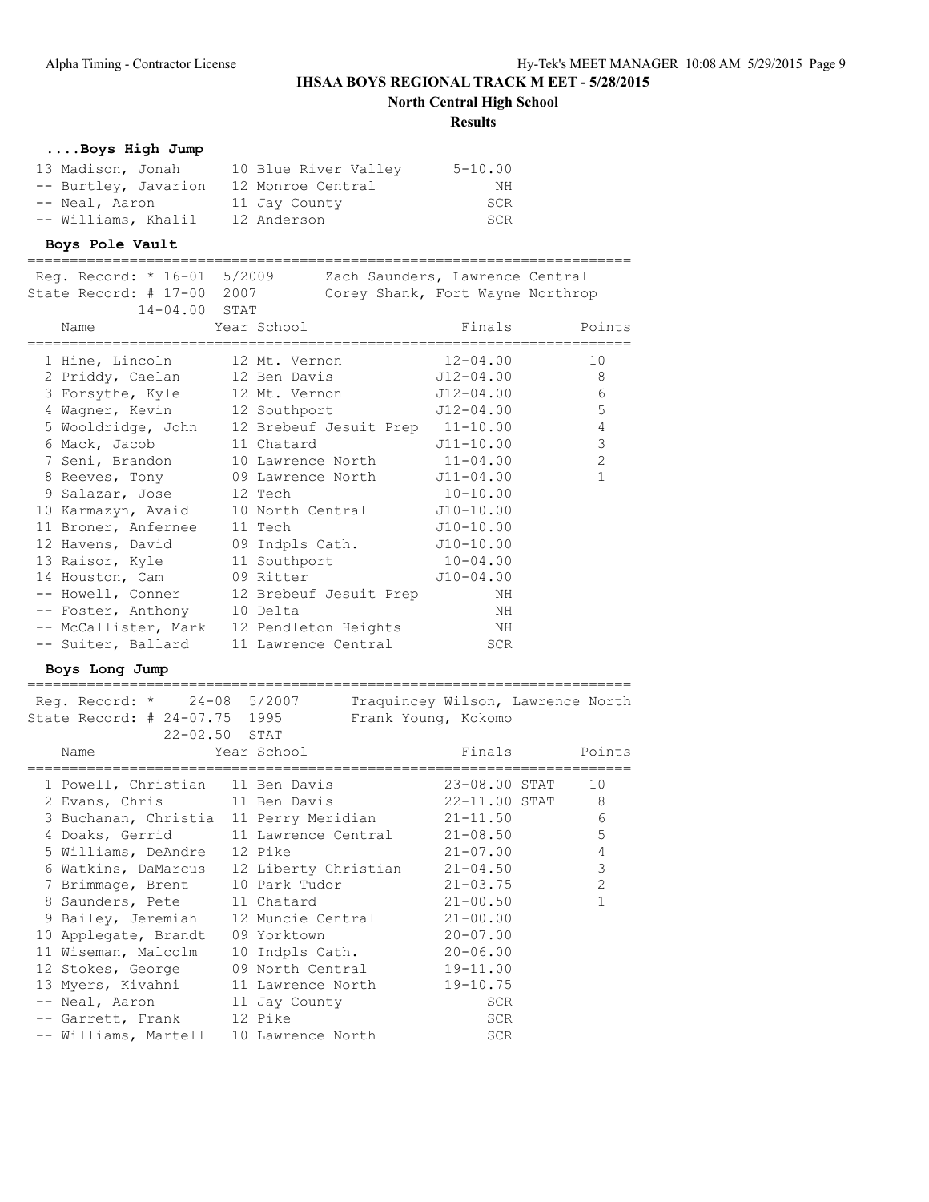# IHSAA BOYS REGIONAL TRACK MEET - 5/28/2015

## North Central High School

### Results

#### ....Boys High Jump

| Place | Name | Year | School | Finals |
|---|---|---|---|---|
| 13 | Madison, Jonah | 10 | Blue River Valley | 5-10.00 |
| -- | Burtley, Javarion | 12 | Monroe Central | NH |
| -- | Neal, Aaron | 11 | Jay County | SCR |
| -- | Williams, Khalil | 12 | Anderson | SCR |

#### Boys Pole Vault

Reg. Record: * 16-01 5/2009 Zach Saunders, Lawrence Central
State Record: # 17-00 2007 Corey Shank, Fort Wayne Northrop
14-04.00 STAT

| Place | Name | Year | School | Finals | Points |
|---|---|---|---|---|---|
| 1 | Hine, Lincoln | 12 | Mt. Vernon | 12-04.00 | 10 |
| 2 | Priddy, Caelan | 12 | Ben Davis | J12-04.00 | 8 |
| 3 | Forsythe, Kyle | 12 | Mt. Vernon | J12-04.00 | 6 |
| 4 | Wagner, Kevin | 12 | Southport | J12-04.00 | 5 |
| 5 | Wooldridge, John | 12 | Brebeuf Jesuit Prep | 11-10.00 | 4 |
| 6 | Mack, Jacob | 11 | Chatard | J11-10.00 | 3 |
| 7 | Seni, Brandon | 10 | Lawrence North | 11-04.00 | 2 |
| 8 | Reeves, Tony | 09 | Lawrence North | J11-04.00 | 1 |
| 9 | Salazar, Jose | 12 | Tech | 10-10.00 | |
| 10 | Karmazyn, Avaid | 10 | North Central | J10-10.00 | |
| 11 | Broner, Anfernee | 11 | Tech | J10-10.00 | |
| 12 | Havens, David | 09 | Indpls Cath. | J10-10.00 | |
| 13 | Raisor, Kyle | 11 | Southport | 10-04.00 | |
| 14 | Houston, Cam | 09 | Ritter | J10-04.00 | |
| -- | Howell, Conner | 12 | Brebeuf Jesuit Prep | NH | |
| -- | Foster, Anthony | 10 | Delta | NH | |
| -- | McCallister, Mark | 12 | Pendleton Heights | NH | |
| -- | Suiter, Ballard | 11 | Lawrence Central | SCR | |

#### Boys Long Jump

Reg. Record: * 24-08 5/2007 Traquincey Wilson, Lawrence North
State Record: # 24-07.75 1995 Frank Young, Kokomo
22-02.50 STAT

| Place | Name | Year | School | Finals | Points |
|---|---|---|---|---|---|
| 1 | Powell, Christian | 11 | Ben Davis | 23-08.00 STAT | 10 |
| 2 | Evans, Chris | 11 | Ben Davis | 22-11.00 STAT | 8 |
| 3 | Buchanan, Christia | 11 | Perry Meridian | 21-11.50 | 6 |
| 4 | Doaks, Gerrid | 11 | Lawrence Central | 21-08.50 | 5 |
| 5 | Williams, DeAndre | 12 | Pike | 21-07.00 | 4 |
| 6 | Watkins, DaMarcus | 12 | Liberty Christian | 21-04.50 | 3 |
| 7 | Brimmage, Brent | 10 | Park Tudor | 21-03.75 | 2 |
| 8 | Saunders, Pete | 11 | Chatard | 21-00.50 | 1 |
| 9 | Bailey, Jeremiah | 12 | Muncie Central | 21-00.00 | |
| 10 | Applegate, Brandt | 09 | Yorktown | 20-07.00 | |
| 11 | Wiseman, Malcolm | 10 | Indpls Cath. | 20-06.00 | |
| 12 | Stokes, George | 09 | North Central | 19-11.00 | |
| 13 | Myers, Kivahni | 11 | Lawrence North | 19-10.75 | |
| -- | Neal, Aaron | 11 | Jay County | SCR | |
| -- | Garrett, Frank | 12 | Pike | SCR | |
| -- | Williams, Martell | 10 | Lawrence North | SCR | |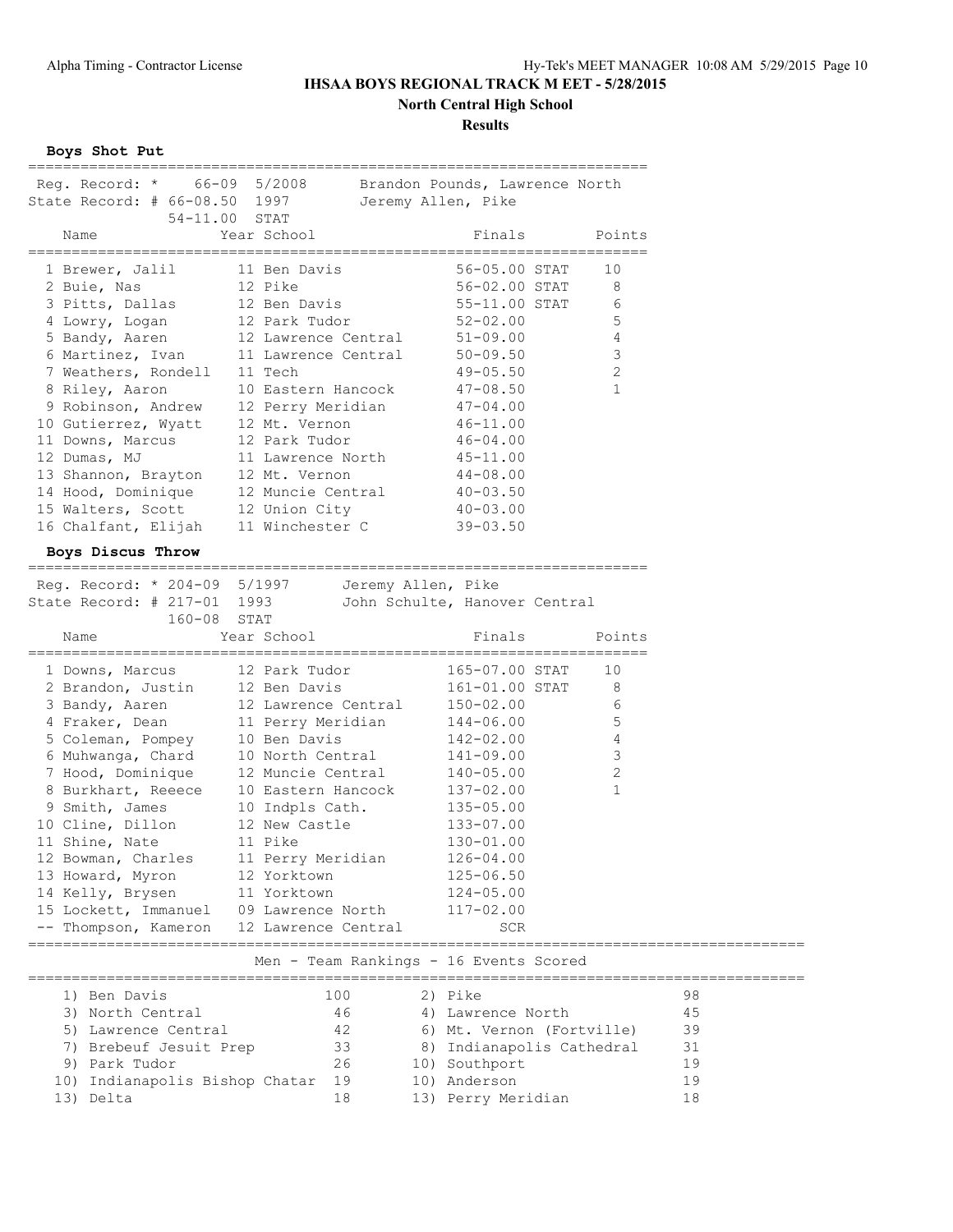# IHSAA BOYS REGIONAL TRACK M EET - 5/28/2015

## North Central High School

### Results

**Boys Shot Put**

Reg. Record: * 66-09 5/2008 Brandon Pounds, Lawrence North
State Record: # 66-08.50 1997 Jeremy Allen, Pike
54-11.00 STAT

| Name | Year | School | Finals | | Points |
|---|---|---|---|---|---|
| 1 Brewer, Jalil | 11 | Ben Davis | 56-05.00 | STAT | 10 |
| 2 Buie, Nas | 12 | Pike | 56-02.00 | STAT | 8 |
| 3 Pitts, Dallas | 12 | Ben Davis | 55-11.00 | STAT | 6 |
| 4 Lowry, Logan | 12 | Park Tudor | 52-02.00 | | 5 |
| 5 Bandy, Aaren | 12 | Lawrence Central | 51-09.00 | | 4 |
| 6 Martinez, Ivan | 11 | Lawrence Central | 50-09.50 | | 3 |
| 7 Weathers, Rondell | 11 | Tech | 49-05.50 | | 2 |
| 8 Riley, Aaron | 10 | Eastern Hancock | 47-08.50 | | 1 |
| 9 Robinson, Andrew | 12 | Perry Meridian | 47-04.00 | | |
| 10 Gutierrez, Wyatt | 12 | Mt. Vernon | 46-11.00 | | |
| 11 Downs, Marcus | 12 | Park Tudor | 46-04.00 | | |
| 12 Dumas, MJ | 11 | Lawrence North | 45-11.00 | | |
| 13 Shannon, Brayton | 12 | Mt. Vernon | 44-08.00 | | |
| 14 Hood, Dominique | 12 | Muncie Central | 40-03.50 | | |
| 15 Walters, Scott | 12 | Union City | 40-03.00 | | |
| 16 Chalfant, Elijah | 11 | Winchester C | 39-03.50 | | |

**Boys Discus Throw**

Reg. Record: * 204-09 5/1997 Jeremy Allen, Pike
State Record: # 217-01 1993 John Schulte, Hanover Central
160-08 STAT

| Name | Year | School | Finals | | Points |
|---|---|---|---|---|---|
| 1 Downs, Marcus | 12 | Park Tudor | 165-07.00 | STAT | 10 |
| 2 Brandon, Justin | 12 | Ben Davis | 161-01.00 | STAT | 8 |
| 3 Bandy, Aaren | 12 | Lawrence Central | 150-02.00 | | 6 |
| 4 Fraker, Dean | 11 | Perry Meridian | 144-06.00 | | 5 |
| 5 Coleman, Pompey | 10 | Ben Davis | 142-02.00 | | 4 |
| 6 Muhwanga, Chard | 10 | North Central | 141-09.00 | | 3 |
| 7 Hood, Dominique | 12 | Muncie Central | 140-05.00 | | 2 |
| 8 Burkhart, Reeece | 10 | Eastern Hancock | 137-02.00 | | 1 |
| 9 Smith, James | 10 | Indpls Cath. | 135-05.00 | | |
| 10 Cline, Dillon | 12 | New Castle | 133-07.00 | | |
| 11 Shine, Nate | 11 | Pike | 130-01.00 | | |
| 12 Bowman, Charles | 11 | Perry Meridian | 126-04.00 | | |
| 13 Howard, Myron | 12 | Yorktown | 125-06.50 | | |
| 14 Kelly, Brysen | 11 | Yorktown | 124-05.00 | | |
| 15 Lockett, Immanuel | 09 | Lawrence North | 117-02.00 | | |
| -- Thompson, Kameron | 12 | Lawrence Central | SCR | | |

**Men - Team Rankings - 16 Events Scored**

| Rank | Team | Points | Rank | Team | Points |
|---|---|---|---|---|---|
| 1) | Ben Davis | 100 | 2) | Pike | 98 |
| 3) | North Central | 46 | 4) | Lawrence North | 45 |
| 5) | Lawrence Central | 42 | 6) | Mt. Vernon (Fortville) | 39 |
| 7) | Brebeuf Jesuit Prep | 33 | 8) | Indianapolis Cathedral | 31 |
| 9) | Park Tudor | 26 | 10) | Southport | 19 |
| 10) | Indianapolis Bishop Chatar | 19 | 10) | Anderson | 19 |
| 13) | Delta | 18 | 13) | Perry Meridian | 18 |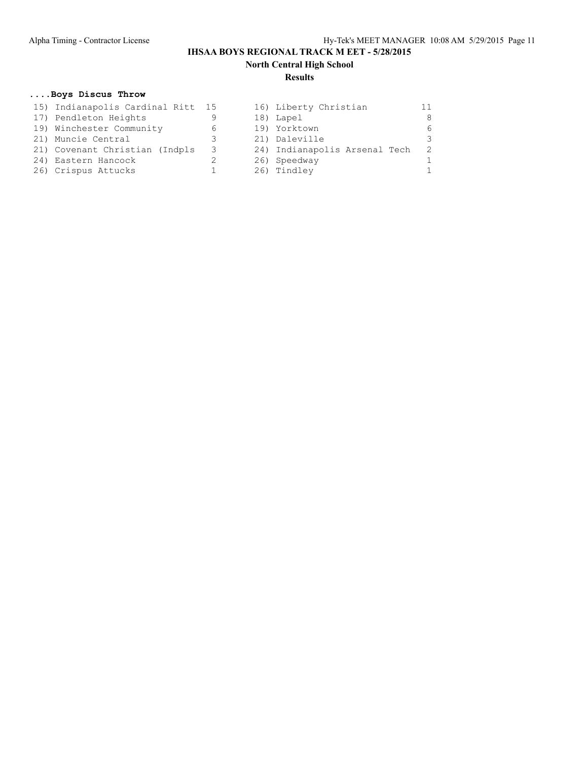**IHSAA BOYS REGIONAL TRACK M EET - 5/28/2015**

**North Central High School**

**Results**

### ....Boys Discus Throw

| | | | | | |
|---|---|---|---|---|---|
| 15) | Indianapolis Cardinal Ritt | 15 | 16) | Liberty Christian | 11 |
| 17) | Pendleton Heights | 9 | 18) | Lapel | 8 |
| 19) | Winchester Community | 6 | 19) | Yorktown | 6 |
| 21) | Muncie Central | 3 | 21) | Daleville | 3 |
| 21) | Covenant Christian (Indpls | 3 | 24) | Indianapolis Arsenal Tech | 2 |
| 24) | Eastern Hancock | 2 | 26) | Speedway | 1 |
| 26) | Crispus Attucks | 1 | 26) | Tindley | 1 |